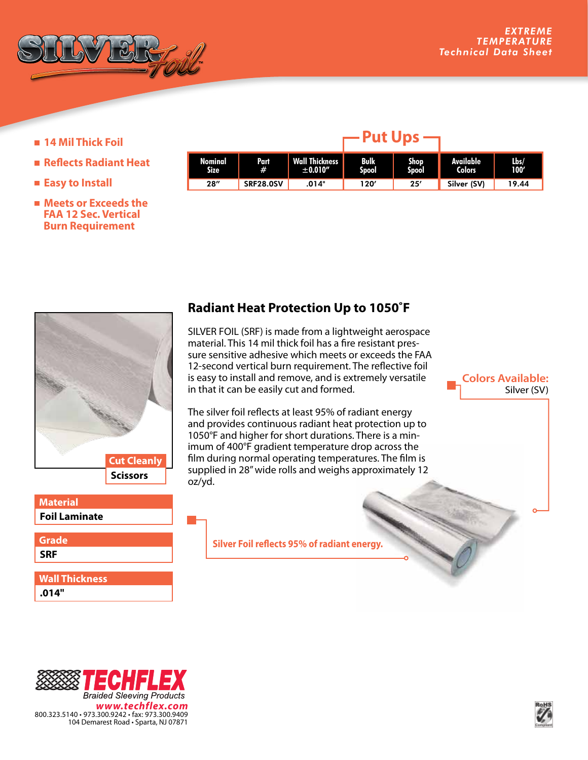# SILVER Foil™

**EXTREME TEMPERATURE Technical Data Sheet**

- 14 Mil Thick Foil
- Reflects Radiant Heat
- Easy to Install
- Meets or Exceeds the FAA 12 Sec. Vertical Burn Requirement

## Put Ups

| Nominal Size | Part # | Wall Thickness ±0.010" | Bulk Spool | Shop Spool | Available Colors | Lbs/ 100' |
|---|---|---|---|---|---|---|
| 28" | SRF28.0SV | .014" | 120' | 25' | Silver (SV) | 19.44 |

**Cut Cleanly**
Scissors

**Material**
Foil Laminate

**Grade**
SRF

**Wall Thickness**
.014"

## Radiant Heat Protection Up to 1050˚F

SILVER FOIL (SRF) is made from a lightweight aerospace material. This 14 mil thick foil has a fire resistant pressure sensitive adhesive which meets or exceeds the FAA 12-second vertical burn requirement. The reflective foil is easy to install and remove, and is extremely versatile in that it can be easily cut and formed.

The silver foil reflects at least 95% of radiant energy and provides continuous radiant heat protection up to 1050°F and higher for short durations. There is a minimum of 400°F gradient temperature drop across the film during normal operating temperatures. The film is supplied in 28" wide rolls and weighs approximately 12 oz/yd.

**Colors Available:**
Silver (SV)

Silver Foil reflects 95% of radiant energy.

**TECHFLEX**
Braided Sleeving Products
www.techflex.com
800.323.5140 • 973.300.9242 • fax: 973.300.9409
104 Demarest Road • Sparta, NJ 07871

RoHS Compliant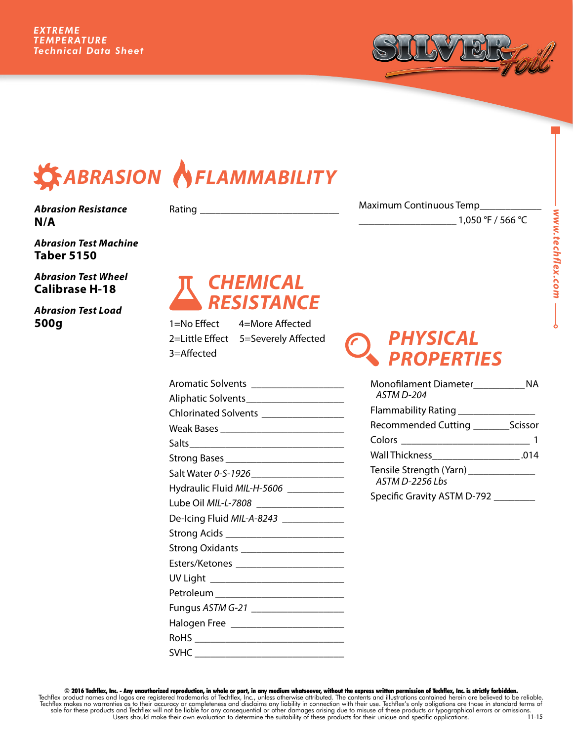EXTREME TEMPERATURE Technical Data Sheet

SILVER Foil™

## ABRASION

***Abrasion Resistance***
**N/A**

***Abrasion Test Machine***
**Taber 5150**

***Abrasion Test Wheel***
**Calibrase H-18**

***Abrasion Test Load***
**500g**

## FLAMMABILITY

Rating ___________________________

Maximum Continuous Temp____________ ____________________ 1,050 °F / 566 °C

## CHEMICAL RESISTANCE

1=No Effect
2=Little Effect
3=Affected
4=More Affected
5=Severely Affected

Aromatic Solvents __________________
Aliphatic Solvents__________________
Chlorinated Solvents ________________
Weak Bases ______________________
Salts_____________________________
Strong Bases ______________________
Salt Water *0-S-1926*__________________
Hydraulic Fluid *MIL-H-5606* ___________
Lube Oil *MIL-L-7808* _________________
De-Icing Fluid *MIL-A-8243* ____________
Strong Acids ______________________
Strong Oxidants ____________________
Esters/Ketones _____________________
UV Light _________________________
Petroleum ________________________
Fungus *ASTM G-21* _________________
Halogen Free ______________________
RoHS ____________________________
SVHC ____________________________

## PHYSICAL PROPERTIES

Monofilament Diameter__________NA
*ASTM D-204*
Flammability Rating _______________
Recommended Cutting _______Scissor
Colors ________________________ 1
Wall Thickness__________________.014
Tensile Strength (Yarn) _____________
*ASTM D-2256 Lbs*
Specific Gravity ASTM D-792 ________

www.techflex.com

**© 2016 Techflex, Inc. - Any unauthorized reproduction, in whole or part, in any medium whatsoever, without the express written permission of Techflex, Inc. is strictly forbidden.**
Techflex product names and logos are registered trademarks of Techflex, Inc., unless otherwise attributed. The contents and illustrations contained herein are believed to be reliable. Techflex makes no warranties as to their accuracy or completeness and disclaims any liability in connection with their use. Techflex's only obligations are those in standard terms of sale for these products and Techflex will not be liable for any consequential or other damages arising due to misuse of these products or typographical errors or omissions. Users should make their own evaluation to determine the suitability of these products for their unique and specific applications.

11-15